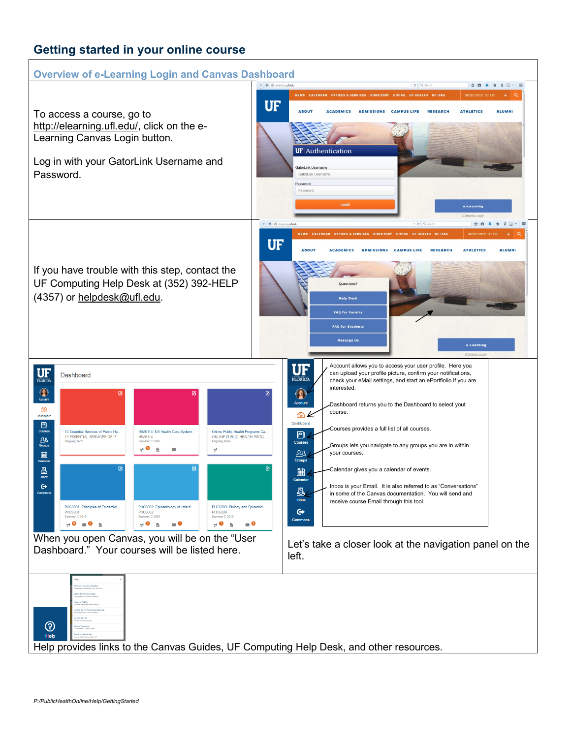# Getting started in your online course

## Overview of e-Learning Login and Canvas Dashboard

To access a course, go to http://elearning.ufl.edu/, click on the e-Learning Canvas Login button.

Log in with your GatorLink Username and Password.

If you have trouble with this step, contact the UF Computing Help Desk at (352) 392-HELP (4357) or helpdesk@ufl.edu.

When you open Canvas, you will be on the "User Dashboard." Your courses will be listed here.

Account allows you to access your user profile. Here you can upload your profile picture, confirm your notifications, check your eMail settings, and start an ePortfolio if you are interested.

Dashboard returns you to the Dashboard to select yout course.

Courses provides a full list of all courses.

Groups lets you navigate to any groups you are in within your courses.

Calendar gives you a calendar of events.

Inbox is your Email. It is also referred to as "Conversations" in some of the Canvas documentation. You will send and receive course Email through this tool.

Let's take a closer look at the navigation panel on the left.

Help provides links to the Canvas Guides, UF Computing Help Desk, and other resources.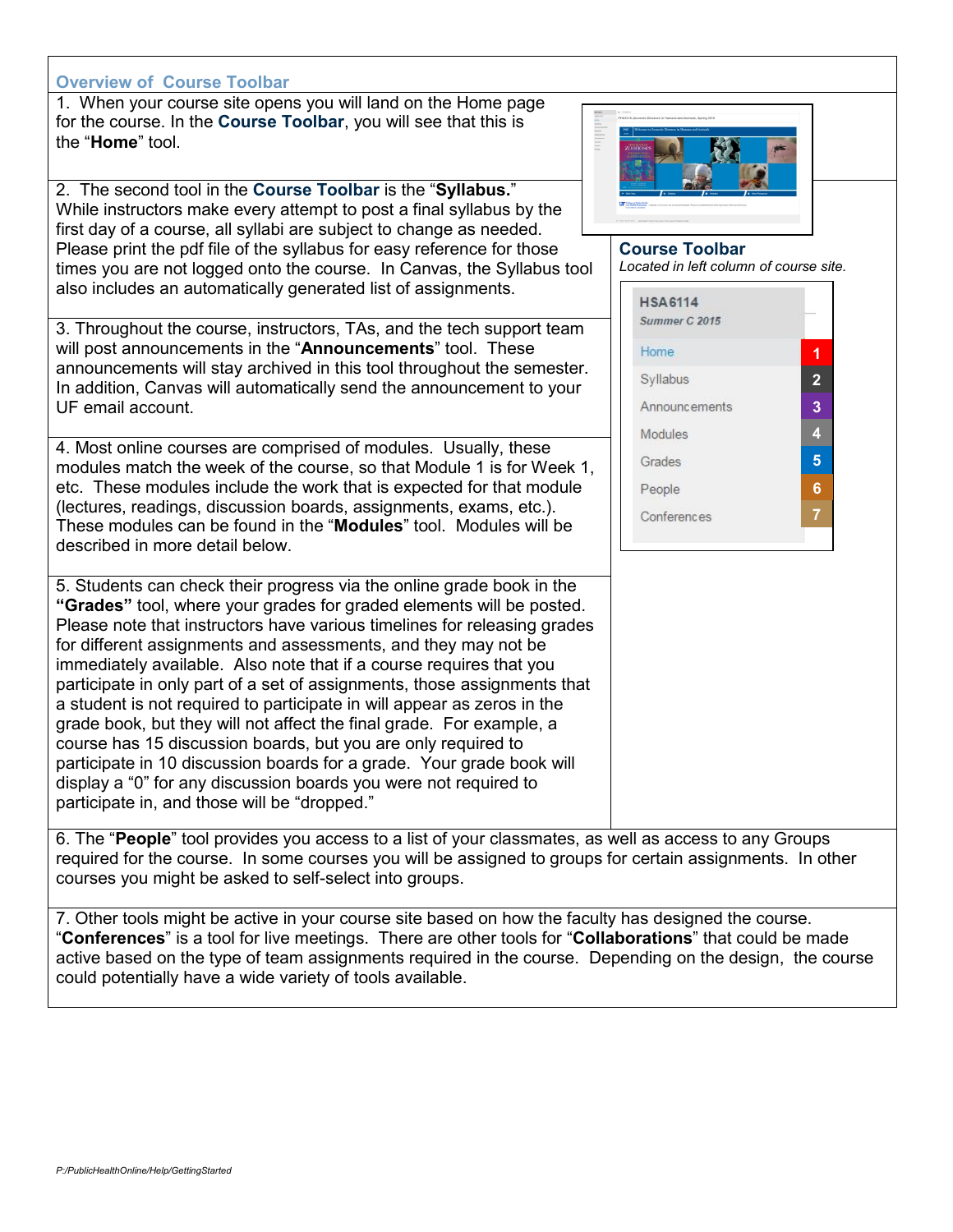## Overview of Course Toolbar

1. When your course site opens you will land on the Home page for the course. In the **Course Toolbar**, you will see that this is the "**Home**" tool.

2. The second tool in the **Course Toolbar** is the "**Syllabus.**" While instructors make every attempt to post a final syllabus by the first day of a course, all syllabi are subject to change as needed. Please print the pdf file of the syllabus for easy reference for those times you are not logged onto the course. In Canvas, the Syllabus tool also includes an automatically generated list of assignments.

**Course Toolbar**
*Located in left column of course site.*

HSA6114
*Summer C 2015*

- Home — 1
- Syllabus — 2
- Announcements — 3
- Modules — 4
- Grades — 5
- People — 6
- Conferences — 7

3. Throughout the course, instructors, TAs, and the tech support team will post announcements in the "**Announcements**" tool. These announcements will stay archived in this tool throughout the semester. In addition, Canvas will automatically send the announcement to your UF email account.

4. Most online courses are comprised of modules. Usually, these modules match the week of the course, so that Module 1 is for Week 1, etc. These modules include the work that is expected for that module (lectures, readings, discussion boards, assignments, exams, etc.). These modules can be found in the "**Modules**" tool. Modules will be described in more detail below.

5. Students can check their progress via the online grade book in the **"Grades"** tool, where your grades for graded elements will be posted. Please note that instructors have various timelines for releasing grades for different assignments and assessments, and they may not be immediately available. Also note that if a course requires that you participate in only part of a set of assignments, those assignments that a student is not required to participate in will appear as zeros in the grade book, but they will not affect the final grade. For example, a course has 15 discussion boards, but you are only required to participate in 10 discussion boards for a grade. Your grade book will display a "0" for any discussion boards you were not required to participate in, and those will be "dropped."

6. The "**People**" tool provides you access to a list of your classmates, as well as access to any Groups required for the course. In some courses you will be assigned to groups for certain assignments. In other courses you might be asked to self-select into groups.

7. Other tools might be active in your course site based on how the faculty has designed the course. "**Conferences**" is a tool for live meetings. There are other tools for "**Collaborations**" that could be made active based on the type of team assignments required in the course. Depending on the design, the course could potentially have a wide variety of tools available.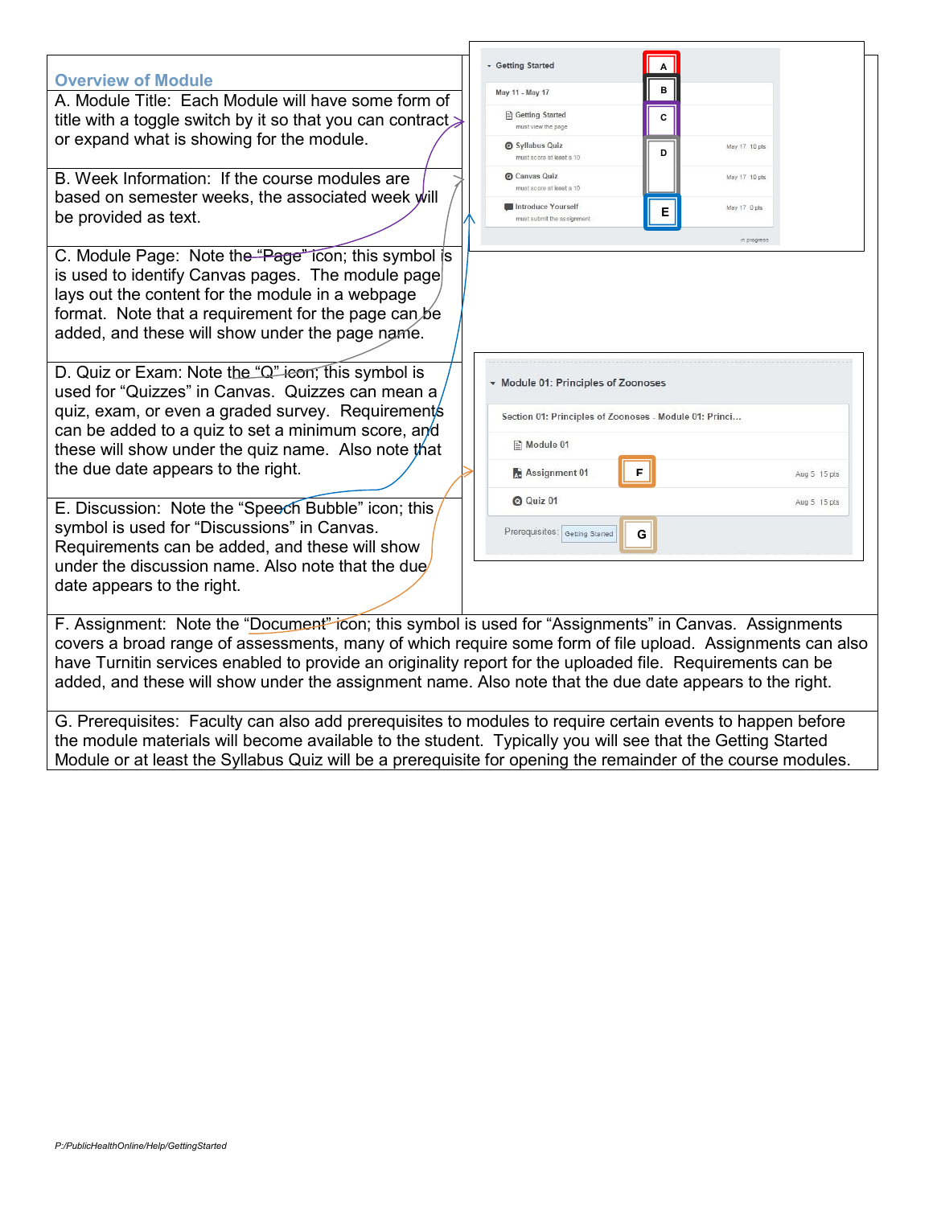## Overview of Module

A. Module Title: Each Module will have some form of title with a toggle switch by it so that you can contract or expand what is showing for the module.

B. Week Information: If the course modules are based on semester weeks, the associated week will be provided as text.

C. Module Page: Note the "Page" icon; this symbol is is used to identify Canvas pages. The module page lays out the content for the module in a webpage format. Note that a requirement for the page can be added, and these will show under the page name.

D. Quiz or Exam: Note the "Q" icon; this symbol is used for "Quizzes" in Canvas. Quizzes can mean a quiz, exam, or even a graded survey. Requirements can be added to a quiz to set a minimum score, and these will show under the quiz name. Also note that the due date appears to the right.

E. Discussion: Note the "Speech Bubble" icon; this symbol is used for "Discussions" in Canvas. Requirements can be added, and these will show under the discussion name. Also note that the due date appears to the right.

F. Assignment: Note the "Document" icon; this symbol is used for "Assignments" in Canvas. Assignments covers a broad range of assessments, many of which require some form of file upload. Assignments can also have Turnitin services enabled to provide an originality report for the uploaded file. Requirements can be added, and these will show under the assignment name. Also note that the due date appears to the right.

G. Prerequisites: Faculty can also add prerequisites to modules to require certain events to happen before the module materials will become available to the student. Typically you will see that the Getting Started Module or at least the Syllabus Quiz will be a prerequisite for opening the remainder of the course modules.

P:/PublicHealthOnline/Help/GettingStarted